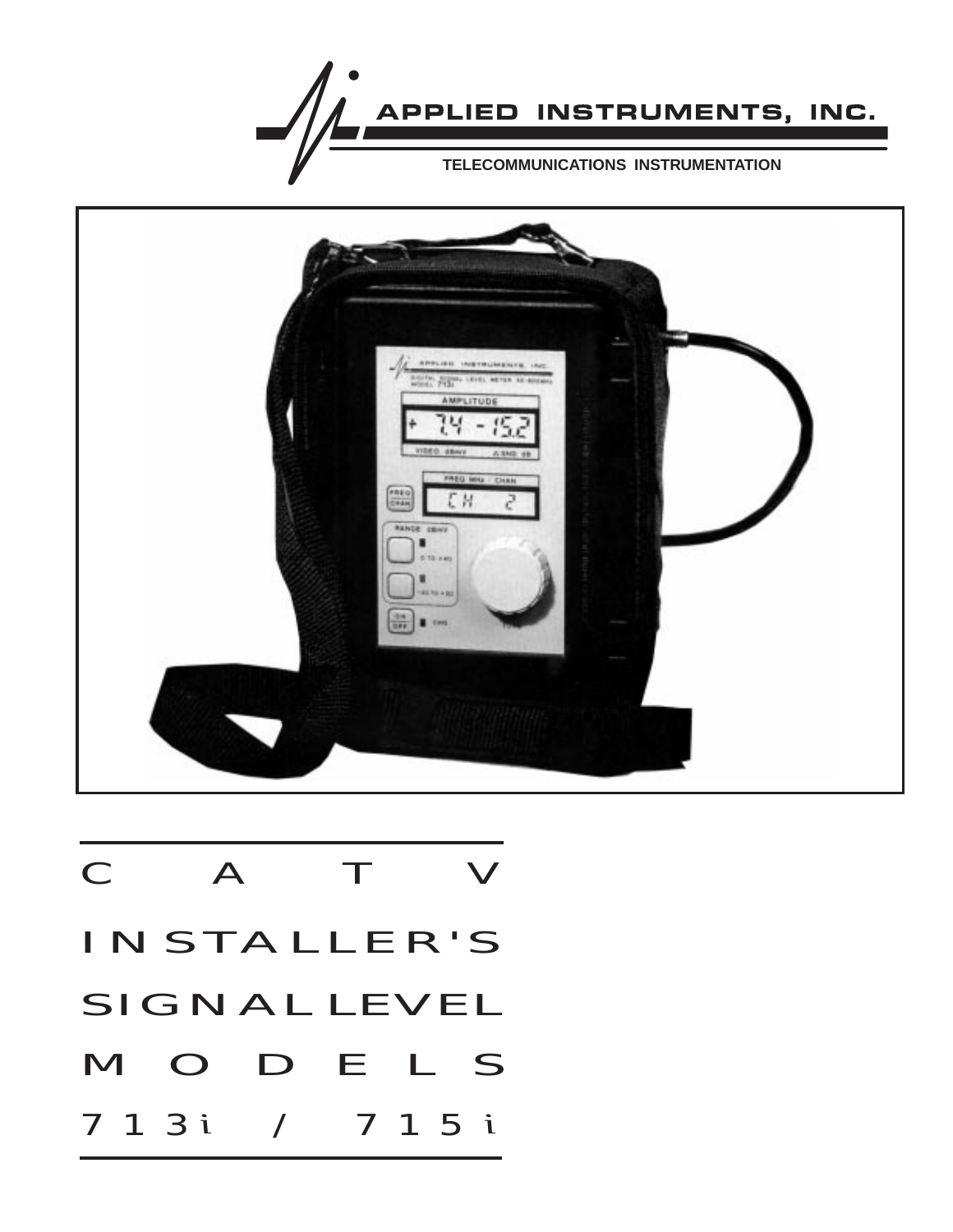APPLIED INSTRUMENTS, INC.

TELECOMMUNICATIONS INSTRUMENTATION

# CATV INSTALLER'S SIGNAL LEVEL MODELS 713i / 715i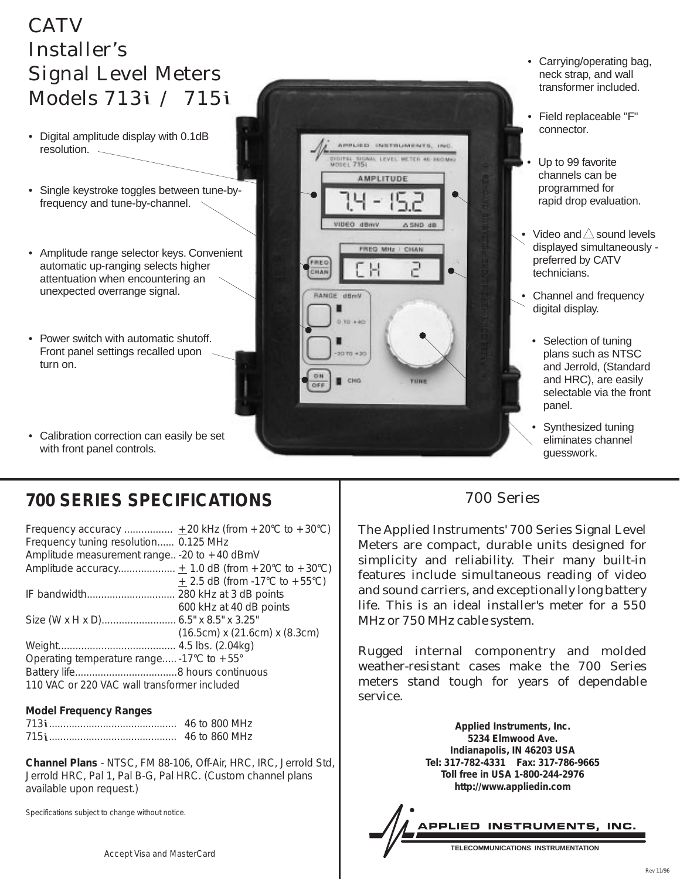# CATV Installer's Signal Level Meters Models 713i / 715i

- Digital amplitude display with 0.1dB resolution.
- Single keystroke toggles between tune-by-frequency and tune-by-channel.
- Amplitude range selector keys. Convenient automatic up-ranging selects higher attentuation when encountering an unexpected overrange signal.
- Power switch with automatic shutoff. Front panel settings recalled upon turn on.
- Calibration correction can easily be set with front panel controls.
- Carrying/operating bag, neck strap, and wall transformer included.
- Field replaceable "F" connector.
- Up to 99 favorite channels can be programmed for rapid drop evaluation.
- Video and △ sound levels displayed simultaneously - preferred by CATV technicians.
- Channel and frequency digital display.
- Selection of tuning plans such as NTSC and Jerrold, (Standard and HRC), are easily selectable via the front panel.
- Synthesized tuning eliminates channel guesswork.

## 700 SERIES SPECIFICATIONS

| | |
|---|---|
| Frequency accuracy | ±20 kHz (from +20°C to +30°C) |
| Frequency tuning resolution | 0.125 MHz |
| Amplitude measurement range | -20 to +40 dBmV |
| Amplitude accuracy | ± 1.0 dB (from +20°C to +30°C)<br>± 2.5 dB (from -17°C to +55°C) |
| IF bandwidth | 280 kHz at 3 dB points<br>600 kHz at 40 dB points |
| Size (W x H x D) | 6.5" x 8.5" x 3.25"<br>(16.5cm) x (21.6cm) x (8.3cm) |
| Weight | 4.5 lbs. (2.04kg) |
| Operating temperature range | -17°C to +55° |
| Battery life | 8 hours continuous |

110 VAC or 220 VAC wall transformer included

**Model Frequency Ranges**

| | |
|---|---|
| 713i | 46 to 800 MHz |
| 715i | 46 to 860 MHz |

**Channel Plans** - NTSC, FM 88-106, Off-Air, HRC, IRC, Jerrold Std, Jerrold HRC, Pal 1, Pal B-G, Pal HRC. (Custom channel plans available upon request.)

Specifications subject to change without notice.

Accept Visa and MasterCard

## 700 Series

The Applied Instruments' 700 Series Signal Level Meters are compact, durable units designed for simplicity and reliability. Their many built-in features include simultaneous reading of video and sound carriers, and exceptionally long battery life. This is an ideal installer's meter for a 550 MHz or 750 MHz cable system.

Rugged internal componentry and molded weather-resistant cases make the 700 Series meters stand tough for years of dependable service.

**Applied Instruments, Inc.**
**5234 Elmwood Ave.**
**Indianapolis, IN 46203 USA**
**Tel: 317-782-4331 Fax: 317-786-9665**
**Toll free in USA 1-800-244-2976**
**http://www.appliedin.com**

APPLIED INSTRUMENTS, INC.
TELECOMMUNICATIONS INSTRUMENTATION

Rev 11/96